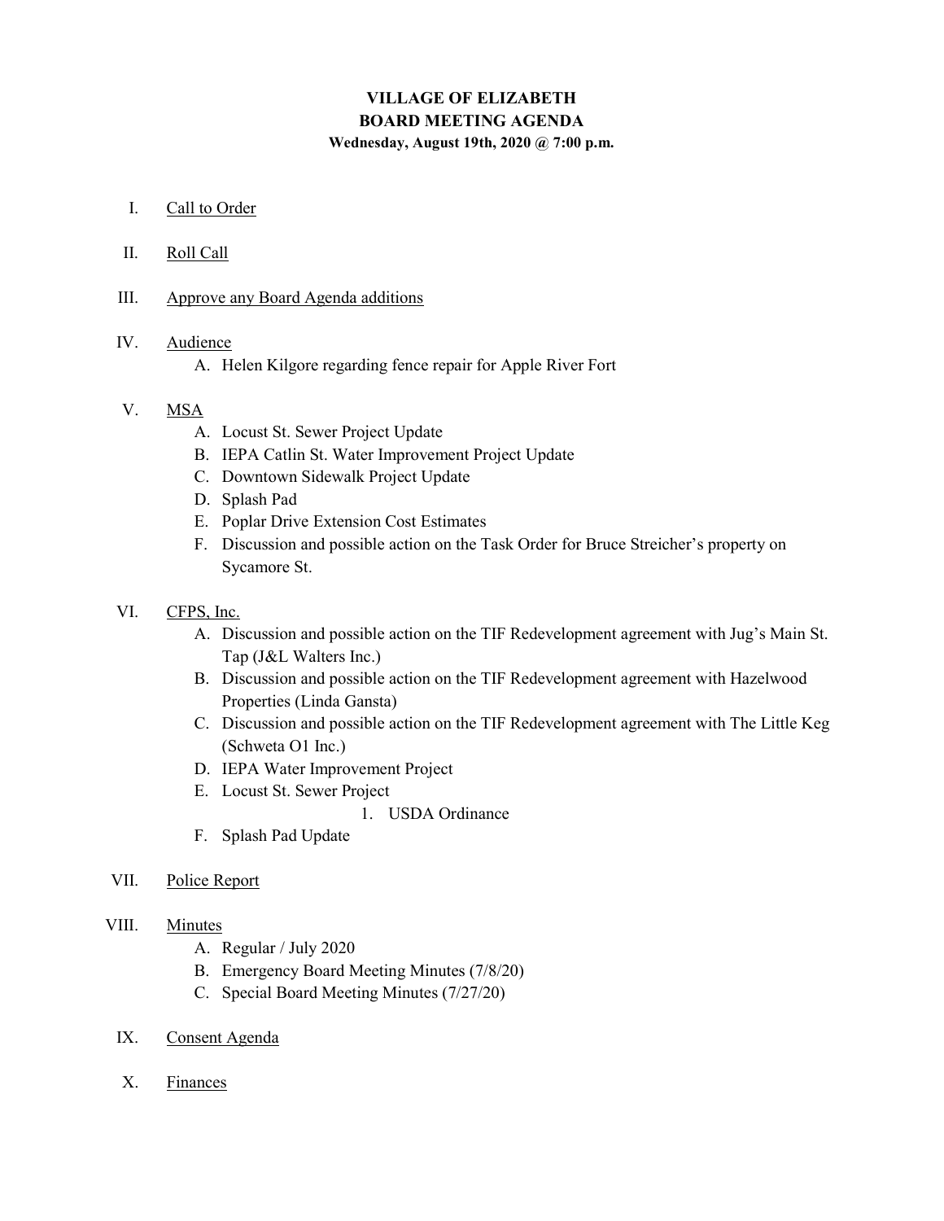# VILLAGE OF ELIZABETH
## BOARD MEETING AGENDA
**Wednesday, August 19th, 2020 @ 7:00 p.m.**

I. Call to Order

II. Roll Call

III. Approve any Board Agenda additions

IV. Audience
   - A. Helen Kilgore regarding fence repair for Apple River Fort

V. MSA
   - A. Locust St. Sewer Project Update
   - B. IEPA Catlin St. Water Improvement Project Update
   - C. Downtown Sidewalk Project Update
   - D. Splash Pad
   - E. Poplar Drive Extension Cost Estimates
   - F. Discussion and possible action on the Task Order for Bruce Streicher's property on Sycamore St.

VI. CFPS, Inc.
   - A. Discussion and possible action on the TIF Redevelopment agreement with Jug's Main St. Tap (J&L Walters Inc.)
   - B. Discussion and possible action on the TIF Redevelopment agreement with Hazelwood Properties (Linda Gansta)
   - C. Discussion and possible action on the TIF Redevelopment agreement with The Little Keg (Schweta O1 Inc.)
   - D. IEPA Water Improvement Project
   - E. Locust St. Sewer Project
     1. USDA Ordinance
   - F. Splash Pad Update

VII. Police Report

VIII. Minutes
   - A. Regular / July 2020
   - B. Emergency Board Meeting Minutes (7/8/20)
   - C. Special Board Meeting Minutes (7/27/20)

IX. Consent Agenda

X. Finances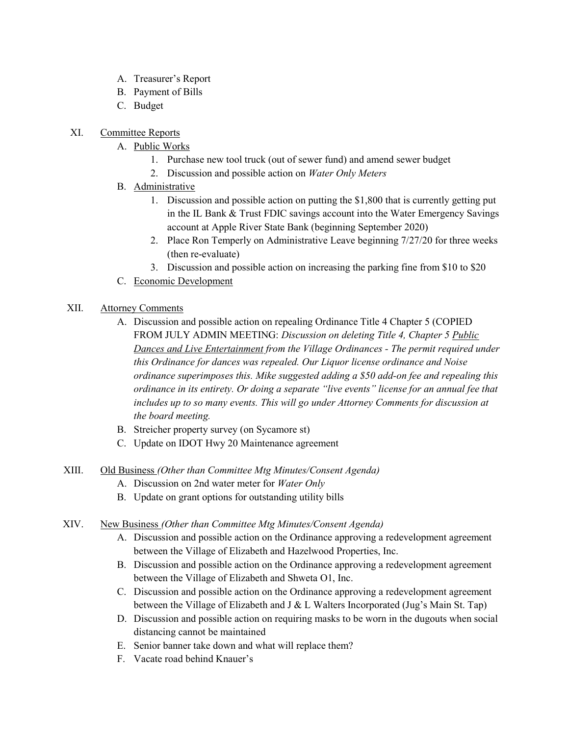A. Treasurer's Report
B. Payment of Bills
C. Budget

XI. Committee Reports
   A. Public Works
      1. Purchase new tool truck (out of sewer fund) and amend sewer budget
      2. Discussion and possible action on *Water Only Meters*
   B. Administrative
      1. Discussion and possible action on putting the $1,800 that is currently getting put in the IL Bank & Trust FDIC savings account into the Water Emergency Savings account at Apple River State Bank (beginning September 2020)
      2. Place Ron Temperly on Administrative Leave beginning 7/27/20 for three weeks (then re-evaluate)
      3. Discussion and possible action on increasing the parking fine from $10 to $20
   C. Economic Development

XII. Attorney Comments
   A. Discussion and possible action on repealing Ordinance Title 4 Chapter 5 (COPIED FROM JULY ADMIN MEETING: *Discussion on deleting Title 4, Chapter 5 Public Dances and Live Entertainment from the Village Ordinances - The permit required under this Ordinance for dances was repealed. Our Liquor license ordinance and Noise ordinance superimposes this. Mike suggested adding a $50 add-on fee and repealing this ordinance in its entirety. Or doing a separate "live events" license for an annual fee that includes up to so many events. This will go under Attorney Comments for discussion at the board meeting.*
   B. Streicher property survey (on Sycamore st)
   C. Update on IDOT Hwy 20 Maintenance agreement

XIII. Old Business *(Other than Committee Mtg Minutes/Consent Agenda)*
   A. Discussion on 2nd water meter for *Water Only*
   B. Update on grant options for outstanding utility bills

XIV. New Business *(Other than Committee Mtg Minutes/Consent Agenda)*
   A. Discussion and possible action on the Ordinance approving a redevelopment agreement between the Village of Elizabeth and Hazelwood Properties, Inc.
   B. Discussion and possible action on the Ordinance approving a redevelopment agreement between the Village of Elizabeth and Shweta O1, Inc.
   C. Discussion and possible action on the Ordinance approving a redevelopment agreement between the Village of Elizabeth and J & L Walters Incorporated (Jug's Main St. Tap)
   D. Discussion and possible action on requiring masks to be worn in the dugouts when social distancing cannot be maintained
   E. Senior banner take down and what will replace them?
   F. Vacate road behind Knauer's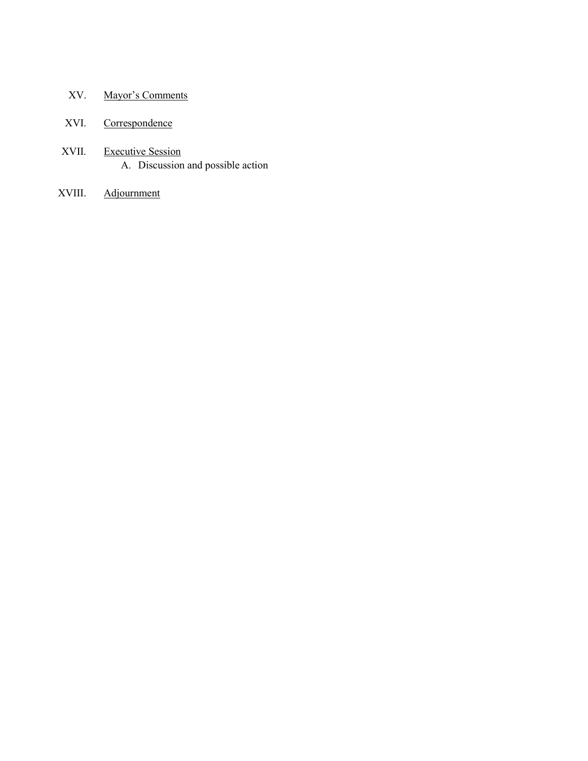XV. Mayor's Comments

XVI. Correspondence

XVII. Executive Session
  A. Discussion and possible action

XVIII. Adjournment